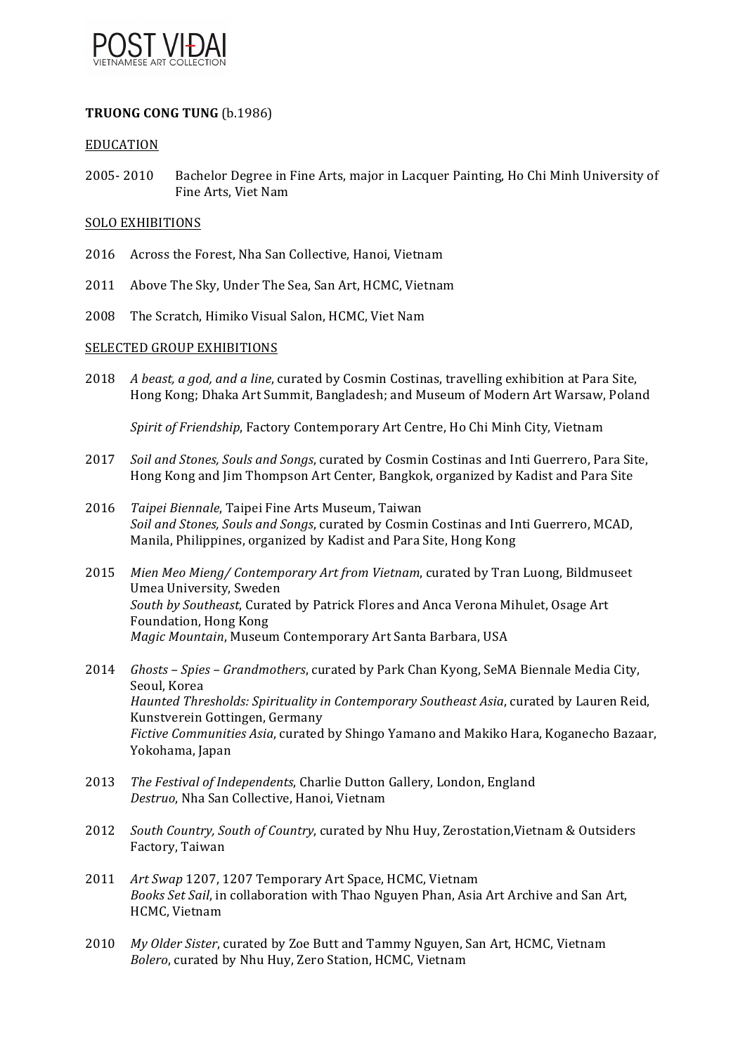POST VIDAI
VIETNAMESE ART COLLECTION

**TRUONG CONG TUNG** (b.1986)

EDUCATION

2005- 2010 Bachelor Degree in Fine Arts, major in Lacquer Painting, Ho Chi Minh University of Fine Arts, Viet Nam

SOLO EXHIBITIONS

2016 Across the Forest, Nha San Collective, Hanoi, Vietnam

2011 Above The Sky, Under The Sea, San Art, HCMC, Vietnam

2008 The Scratch, Himiko Visual Salon, HCMC, Viet Nam

SELECTED GROUP EXHIBITIONS

2018 *A beast, a god, and a line*, curated by Cosmin Costinas, travelling exhibition at Para Site, Hong Kong; Dhaka Art Summit, Bangladesh; and Museum of Modern Art Warsaw, Poland

*Spirit of Friendship*, Factory Contemporary Art Centre, Ho Chi Minh City, Vietnam

2017 *Soil and Stones, Souls and Songs*, curated by Cosmin Costinas and Inti Guerrero, Para Site, Hong Kong and Jim Thompson Art Center, Bangkok, organized by Kadist and Para Site

2016 *Taipei Biennale*, Taipei Fine Arts Museum, Taiwan
*Soil and Stones, Souls and Songs*, curated by Cosmin Costinas and Inti Guerrero, MCAD, Manila, Philippines, organized by Kadist and Para Site, Hong Kong

2015 *Mien Meo Mieng/ Contemporary Art from Vietnam*, curated by Tran Luong, Bildmuseet Umea University, Sweden
*South by Southeast*, Curated by Patrick Flores and Anca Verona Mihulet, Osage Art Foundation, Hong Kong
*Magic Mountain*, Museum Contemporary Art Santa Barbara, USA

2014 *Ghosts – Spies – Grandmothers*, curated by Park Chan Kyong, SeMA Biennale Media City, Seoul, Korea
*Haunted Thresholds: Spirituality in Contemporary Southeast Asia*, curated by Lauren Reid, Kunstverein Gottingen, Germany
*Fictive Communities Asia*, curated by Shingo Yamano and Makiko Hara, Koganecho Bazaar, Yokohama, Japan

2013 *The Festival of Independents*, Charlie Dutton Gallery, London, England
*Destruo*, Nha San Collective, Hanoi, Vietnam

2012 *South Country, South of Country*, curated by Nhu Huy, Zerostation,Vietnam & Outsiders Factory, Taiwan

2011 *Art Swap* 1207, 1207 Temporary Art Space, HCMC, Vietnam
*Books Set Sail*, in collaboration with Thao Nguyen Phan, Asia Art Archive and San Art, HCMC, Vietnam

2010 *My Older Sister*, curated by Zoe Butt and Tammy Nguyen, San Art, HCMC, Vietnam
*Bolero*, curated by Nhu Huy, Zero Station, HCMC, Vietnam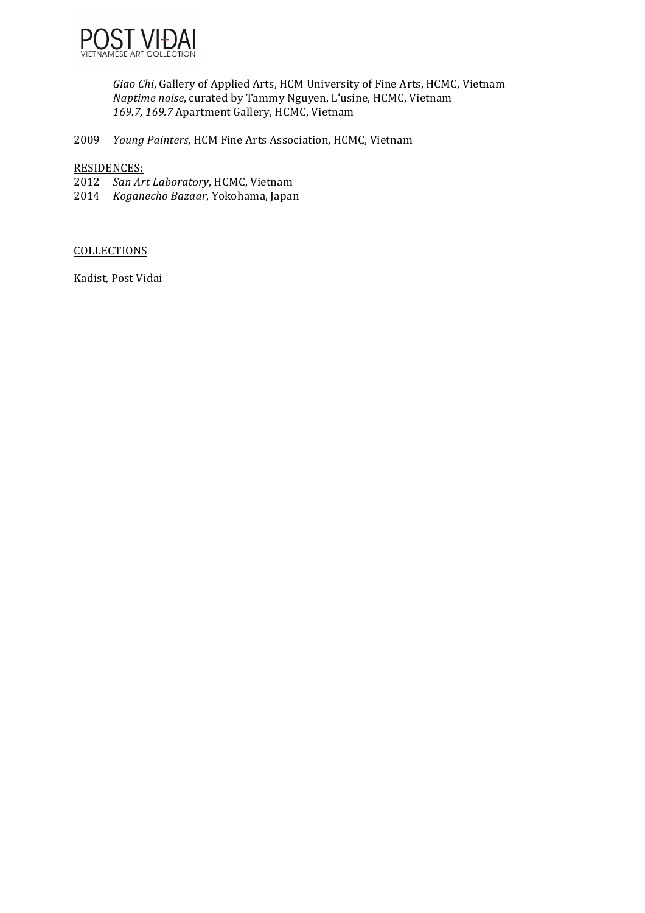*Giao Chi*, Gallery of Applied Arts, HCM University of Fine Arts, HCMC, Vietnam
*Naptime noise*, curated by Tammy Nguyen, L'usine, HCMC, Vietnam
*169.7, 169.7* Apartment Gallery, HCMC, Vietnam

2009 *Young Painters*, HCM Fine Arts Association, HCMC, Vietnam

RESIDENCES:

2012 *San Art Laboratory*, HCMC, Vietnam
2014 *Koganecho Bazaar*, Yokohama, Japan

COLLECTIONS

Kadist, Post Vidai